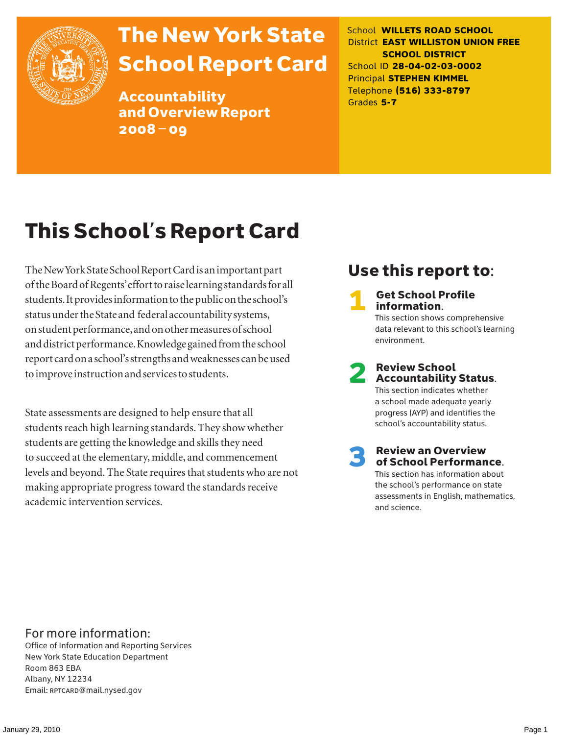# The New York State School Report Card

## Accountability and Overview Report 2008 – 09

School **WILLETS ROAD SCHOOL**
District **EAST WILLISTON UNION FREE SCHOOL DISTRICT**
School ID **28-04-02-03-0002**
Principal **STEPHEN KIMMEL**
Telephone **(516) 333-8797**
Grades **5-7**

# This School's Report Card

The New York State School Report Card is an important part of the Board of Regents' effort to raise learning standards for all students. It provides information to the public on the school's status under the State and federal accountability systems, on student performance, and on other measures of school and district performance. Knowledge gained from the school report card on a school's strengths and weaknesses can be used to improve instruction and services to students.

State assessments are designed to help ensure that all students reach high learning standards. They show whether students are getting the knowledge and skills they need to succeed at the elementary, middle, and commencement levels and beyond. The State requires that students who are not making appropriate progress toward the standards receive academic intervention services.

## Use this report to:

**1 Get School Profile information.**
This section shows comprehensive data relevant to this school's learning environment.

**2 Review School Accountability Status.**
This section indicates whether a school made adequate yearly progress (AYP) and identifies the school's accountability status.

**3 Review an Overview of School Performance.**
This section has information about the school's performance on state assessments in English, mathematics, and science.

For more information:
Office of Information and Reporting Services
New York State Education Department
Room 863 EBA
Albany, NY 12234
Email: RPTCARD@mail.nysed.gov

January 29, 2010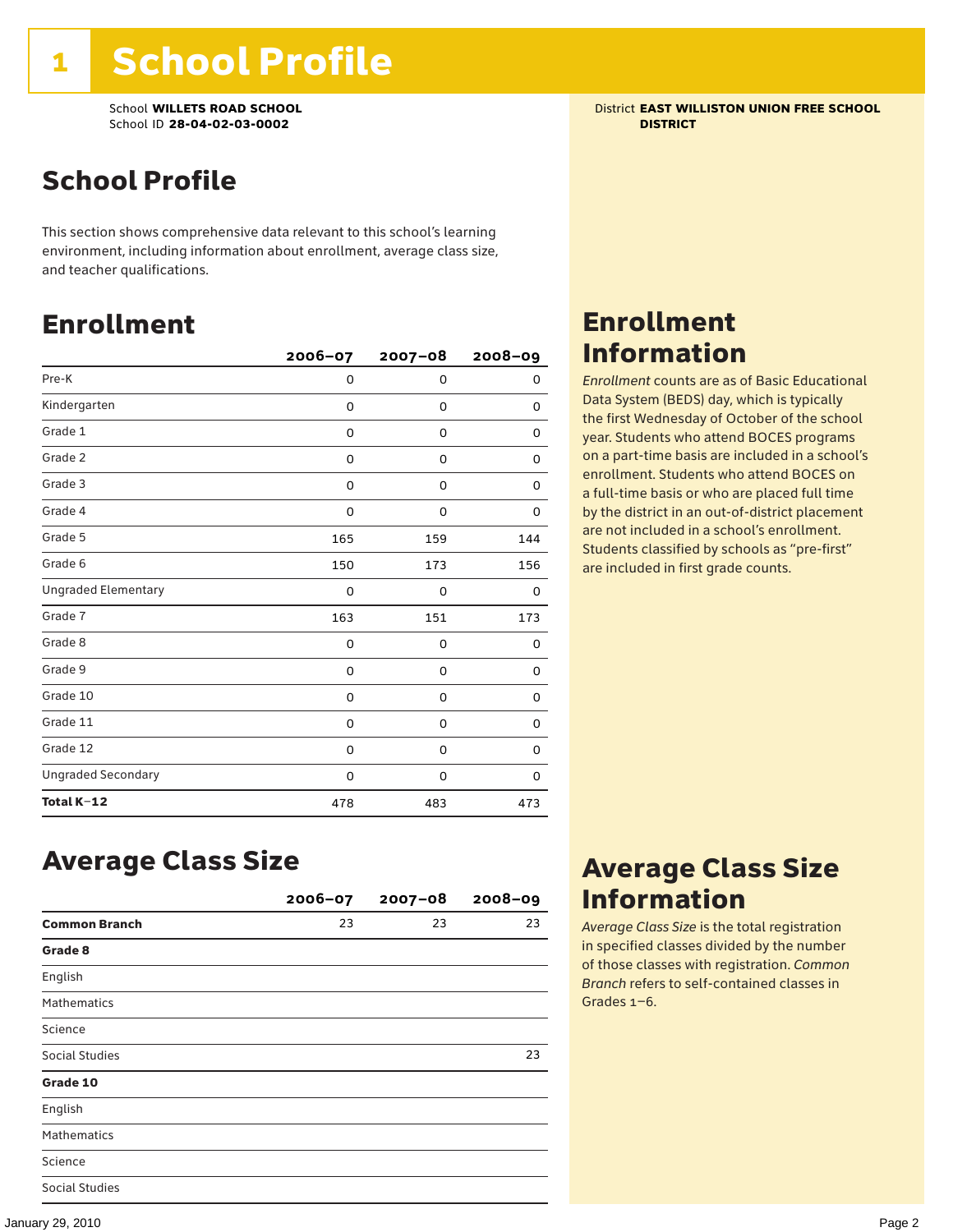# 1 School Profile

School **WILLETS ROAD SCHOOL**
School ID **28-04-02-03-0002**

District **EAST WILLISTON UNION FREE SCHOOL DISTRICT**

## School Profile

This section shows comprehensive data relevant to this school's learning environment, including information about enrollment, average class size, and teacher qualifications.

## Enrollment

| | 2006–07 | 2007–08 | 2008–09 |
|---|---|---|---|
| Pre-K | 0 | 0 | 0 |
| Kindergarten | 0 | 0 | 0 |
| Grade 1 | 0 | 0 | 0 |
| Grade 2 | 0 | 0 | 0 |
| Grade 3 | 0 | 0 | 0 |
| Grade 4 | 0 | 0 | 0 |
| Grade 5 | 165 | 159 | 144 |
| Grade 6 | 150 | 173 | 156 |
| Ungraded Elementary | 0 | 0 | 0 |
| Grade 7 | 163 | 151 | 173 |
| Grade 8 | 0 | 0 | 0 |
| Grade 9 | 0 | 0 | 0 |
| Grade 10 | 0 | 0 | 0 |
| Grade 11 | 0 | 0 | 0 |
| Grade 12 | 0 | 0 | 0 |
| Ungraded Secondary | 0 | 0 | 0 |
| **Total K–12** | 478 | 483 | 473 |

## Enrollment Information

*Enrollment* counts are as of Basic Educational Data System (BEDS) day, which is typically the first Wednesday of October of the school year. Students who attend BOCES programs on a part-time basis are included in a school's enrollment. Students who attend BOCES on a full-time basis or who are placed full time by the district in an out-of-district placement are not included in a school's enrollment. Students classified by schools as "pre-first" are included in first grade counts.

## Average Class Size

| | 2006–07 | 2007–08 | 2008–09 |
|---|---|---|---|
| **Common Branch** | 23 | 23 | 23 |
| **Grade 8** | | | |
| English | | | |
| Mathematics | | | |
| Science | | | |
| Social Studies | | | 23 |
| **Grade 10** | | | |
| English | | | |
| Mathematics | | | |
| Science | | | |
| Social Studies | | | |

## Average Class Size Information

*Average Class Size* is the total registration in specified classes divided by the number of those classes with registration. *Common Branch* refers to self-contained classes in Grades 1–6.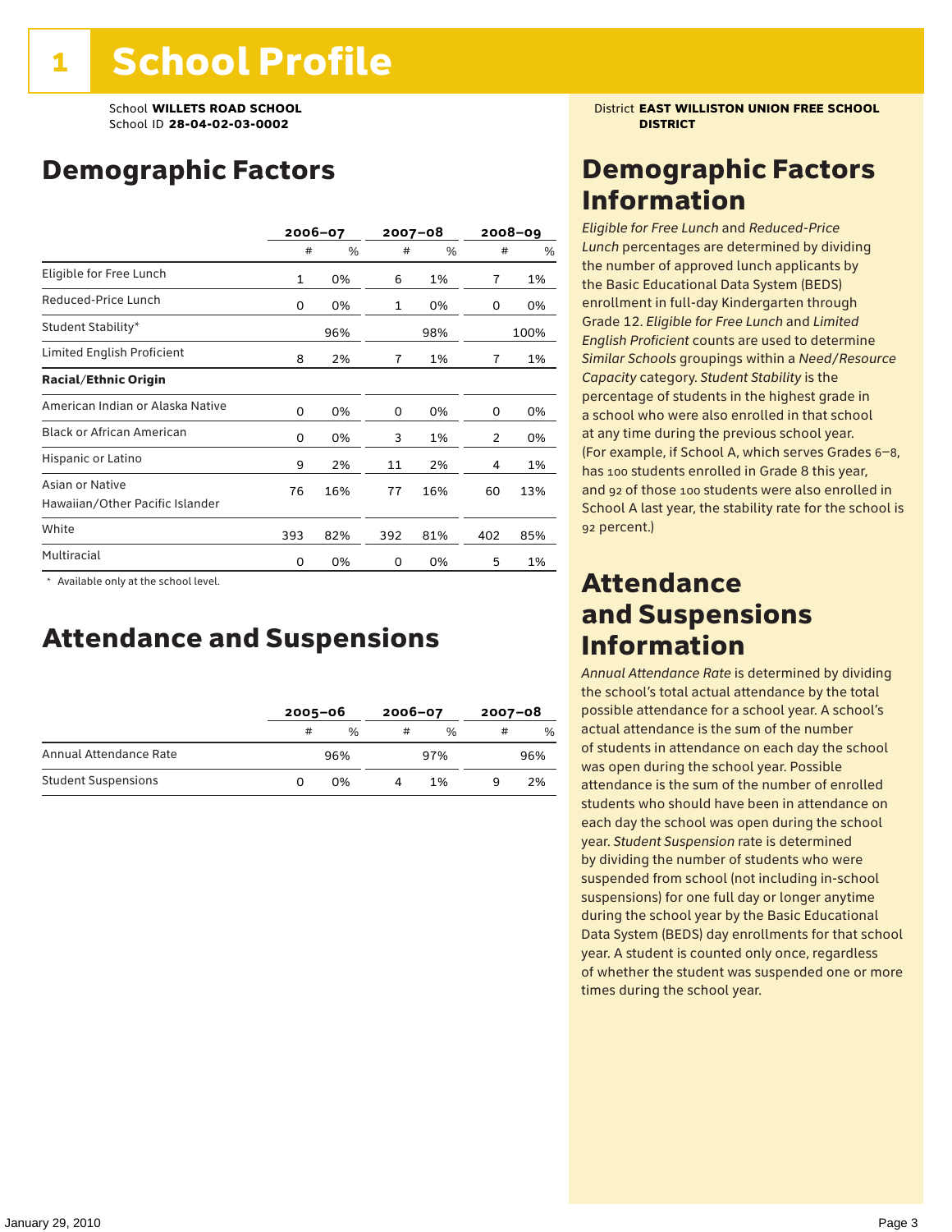# 1 School Profile

School **WILLETS ROAD SCHOOL**
School ID **28-04-02-03-0002**

District **EAST WILLISTON UNION FREE SCHOOL DISTRICT**

## Demographic Factors

| | 2006–07 | | 2007–08 | | 2008–09 | |
|---|---|---|---|---|---|---|
| | # | % | # | % | # | % |
| Eligible for Free Lunch | 1 | 0% | 6 | 1% | 7 | 1% |
| Reduced-Price Lunch | 0 | 0% | 1 | 0% | 0 | 0% |
| Student Stability* | | 96% | | 98% | | 100% |
| Limited English Proficient | 8 | 2% | 7 | 1% | 7 | 1% |
| **Racial/Ethnic Origin** | | | | | | |
| American Indian or Alaska Native | 0 | 0% | 0 | 0% | 0 | 0% |
| Black or African American | 0 | 0% | 3 | 1% | 2 | 0% |
| Hispanic or Latino | 9 | 2% | 11 | 2% | 4 | 1% |
| Asian or Native Hawaiian/Other Pacific Islander | 76 | 16% | 77 | 16% | 60 | 13% |
| White | 393 | 82% | 392 | 81% | 402 | 85% |
| Multiracial | 0 | 0% | 0 | 0% | 5 | 1% |

\* Available only at the school level.

## Attendance and Suspensions

| | 2005–06 | | 2006–07 | | 2007–08 | |
|---|---|---|---|---|---|---|
| | # | % | # | % | # | % |
| Annual Attendance Rate | | 96% | | 97% | | 96% |
| Student Suspensions | 0 | 0% | 4 | 1% | 9 | 2% |

## Demographic Factors Information

*Eligible for Free Lunch* and *Reduced-Price Lunch* percentages are determined by dividing the number of approved lunch applicants by the Basic Educational Data System (BEDS) enrollment in full-day Kindergarten through Grade 12. *Eligible for Free Lunch* and *Limited English Proficient* counts are used to determine *Similar Schools* groupings within a *Need/Resource Capacity* category. *Student Stability* is the percentage of students in the highest grade in a school who were also enrolled in that school at any time during the previous school year. (For example, if School A, which serves Grades 6–8, has 100 students enrolled in Grade 8 this year, and 92 of those 100 students were also enrolled in School A last year, the stability rate for the school is 92 percent.)

## Attendance and Suspensions Information

*Annual Attendance Rate* is determined by dividing the school's total actual attendance by the total possible attendance for a school year. A school's actual attendance is the sum of the number of students in attendance on each day the school was open during the school year. Possible attendance is the sum of the number of enrolled students who should have been in attendance on each day the school was open during the school year. *Student Suspension* rate is determined by dividing the number of students who were suspended from school (not including in-school suspensions) for one full day or longer anytime during the school year by the Basic Educational Data System (BEDS) day enrollments for that school year. A student is counted only once, regardless of whether the student was suspended one or more times during the school year.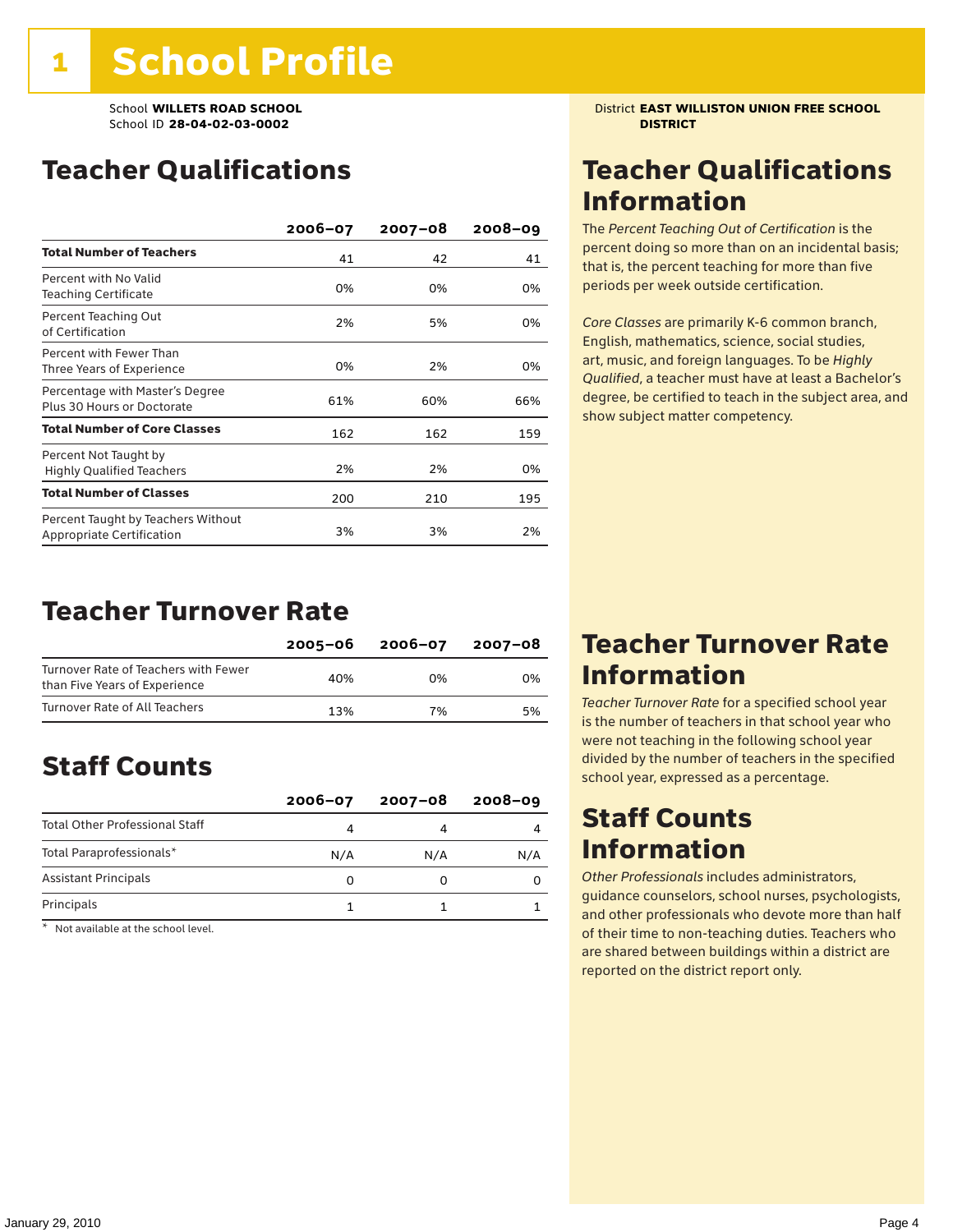# 1 School Profile

School **WILLETS ROAD SCHOOL**
School ID **28-04-02-03-0002**

District **EAST WILLISTON UNION FREE SCHOOL DISTRICT**

## Teacher Qualifications

| | 2006–07 | 2007–08 | 2008–09 |
|---|---|---|---|
| **Total Number of Teachers** | 41 | 42 | 41 |
| Percent with No Valid Teaching Certificate | 0% | 0% | 0% |
| Percent Teaching Out of Certification | 2% | 5% | 0% |
| Percent with Fewer Than Three Years of Experience | 0% | 2% | 0% |
| Percentage with Master's Degree Plus 30 Hours or Doctorate | 61% | 60% | 66% |
| **Total Number of Core Classes** | 162 | 162 | 159 |
| Percent Not Taught by Highly Qualified Teachers | 2% | 2% | 0% |
| **Total Number of Classes** | 200 | 210 | 195 |
| Percent Taught by Teachers Without Appropriate Certification | 3% | 3% | 2% |

## Teacher Qualifications Information

The *Percent Teaching Out of Certification* is the percent doing so more than on an incidental basis; that is, the percent teaching for more than five periods per week outside certification.

*Core Classes* are primarily K-6 common branch, English, mathematics, science, social studies, art, music, and foreign languages. To be *Highly Qualified*, a teacher must have at least a Bachelor's degree, be certified to teach in the subject area, and show subject matter competency.

## Teacher Turnover Rate

| | 2005–06 | 2006–07 | 2007–08 |
|---|---|---|---|
| Turnover Rate of Teachers with Fewer than Five Years of Experience | 40% | 0% | 0% |
| Turnover Rate of All Teachers | 13% | 7% | 5% |

## Teacher Turnover Rate Information

*Teacher Turnover Rate* for a specified school year is the number of teachers in that school year who were not teaching in the following school year divided by the number of teachers in the specified school year, expressed as a percentage.

## Staff Counts

| | 2006–07 | 2007–08 | 2008–09 |
|---|---|---|---|
| Total Other Professional Staff | 4 | 4 | 4 |
| Total Paraprofessionals* | N/A | N/A | N/A |
| Assistant Principals | 0 | 0 | 0 |
| Principals | 1 | 1 | 1 |

\* Not available at the school level.

## Staff Counts Information

*Other Professionals* includes administrators, guidance counselors, school nurses, psychologists, and other professionals who devote more than half of their time to non-teaching duties. Teachers who are shared between buildings within a district are reported on the district report only.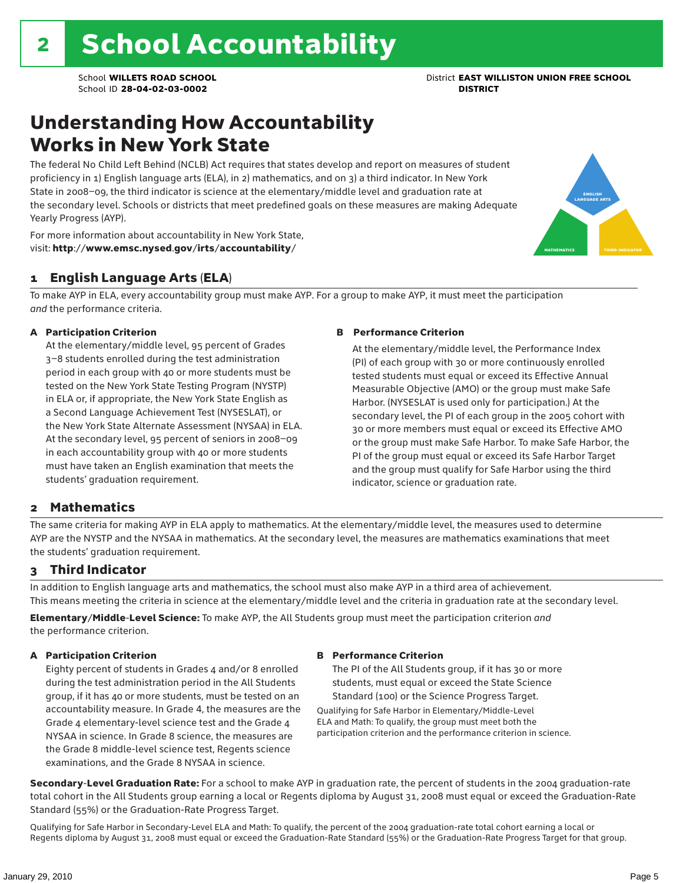# 2 School Accountability

School **WILLETS ROAD SCHOOL**
School ID **28-04-02-03-0002**

District **EAST WILLISTON UNION FREE SCHOOL DISTRICT**

## Understanding How Accountability Works in New York State

The federal No Child Left Behind (NCLB) Act requires that states develop and report on measures of student proficiency in 1) English language arts (ELA), in 2) mathematics, and on 3) a third indicator. In New York State in 2008–09, the third indicator is science at the elementary/middle level and graduation rate at the secondary level. Schools or districts that meet predefined goals on these measures are making Adequate Yearly Progress (AYP).

For more information about accountability in New York State, visit: **http://www.emsc.nysed.gov/irts/accountability/**

### 1 English Language Arts (ELA)

To make AYP in ELA, every accountability group must make AYP. For a group to make AYP, it must meet the participation *and* the performance criteria.

**A Participation Criterion**

At the elementary/middle level, 95 percent of Grades 3–8 students enrolled during the test administration period in each group with 40 or more students must be tested on the New York State Testing Program (NYSTP) in ELA or, if appropriate, the New York State English as a Second Language Achievement Test (NYSESLAT), or the New York State Alternate Assessment (NYSAA) in ELA. At the secondary level, 95 percent of seniors in 2008–09 in each accountability group with 40 or more students must have taken an English examination that meets the students' graduation requirement.

**B Performance Criterion**

At the elementary/middle level, the Performance Index (PI) of each group with 30 or more continuously enrolled tested students must equal or exceed its Effective Annual Measurable Objective (AMO) or the group must make Safe Harbor. (NYSESLAT is used only for participation.) At the secondary level, the PI of each group in the 2005 cohort with 30 or more members must equal or exceed its Effective AMO or the group must make Safe Harbor. To make Safe Harbor, the PI of the group must equal or exceed its Safe Harbor Target and the group must qualify for Safe Harbor using the third indicator, science or graduation rate.

### 2 Mathematics

The same criteria for making AYP in ELA apply to mathematics. At the elementary/middle level, the measures used to determine AYP are the NYSTP and the NYSAA in mathematics. At the secondary level, the measures are mathematics examinations that meet the students' graduation requirement.

### 3 Third Indicator

In addition to English language arts and mathematics, the school must also make AYP in a third area of achievement. This means meeting the criteria in science at the elementary/middle level and the criteria in graduation rate at the secondary level.

**Elementary/Middle-Level Science:** To make AYP, the All Students group must meet the participation criterion *and* the performance criterion.

**A Participation Criterion**

Eighty percent of students in Grades 4 and/or 8 enrolled during the test administration period in the All Students group, if it has 40 or more students, must be tested on an accountability measure. In Grade 4, the measures are the Grade 4 elementary-level science test and the Grade 4 NYSAA in science. In Grade 8 science, the measures are the Grade 8 middle-level science test, Regents science examinations, and the Grade 8 NYSAA in science.

**B Performance Criterion**

The PI of the All Students group, if it has 30 or more students, must equal or exceed the State Science Standard (100) or the Science Progress Target.

Qualifying for Safe Harbor in Elementary/Middle-Level ELA and Math: To qualify, the group must meet both the participation criterion and the performance criterion in science.

**Secondary-Level Graduation Rate:** For a school to make AYP in graduation rate, the percent of students in the 2004 graduation-rate total cohort in the All Students group earning a local or Regents diploma by August 31, 2008 must equal or exceed the Graduation-Rate Standard (55%) or the Graduation-Rate Progress Target.

Qualifying for Safe Harbor in Secondary-Level ELA and Math: To qualify, the percent of the 2004 graduation-rate total cohort earning a local or Regents diploma by August 31, 2008 must equal or exceed the Graduation-Rate Standard (55%) or the Graduation-Rate Progress Target for that group.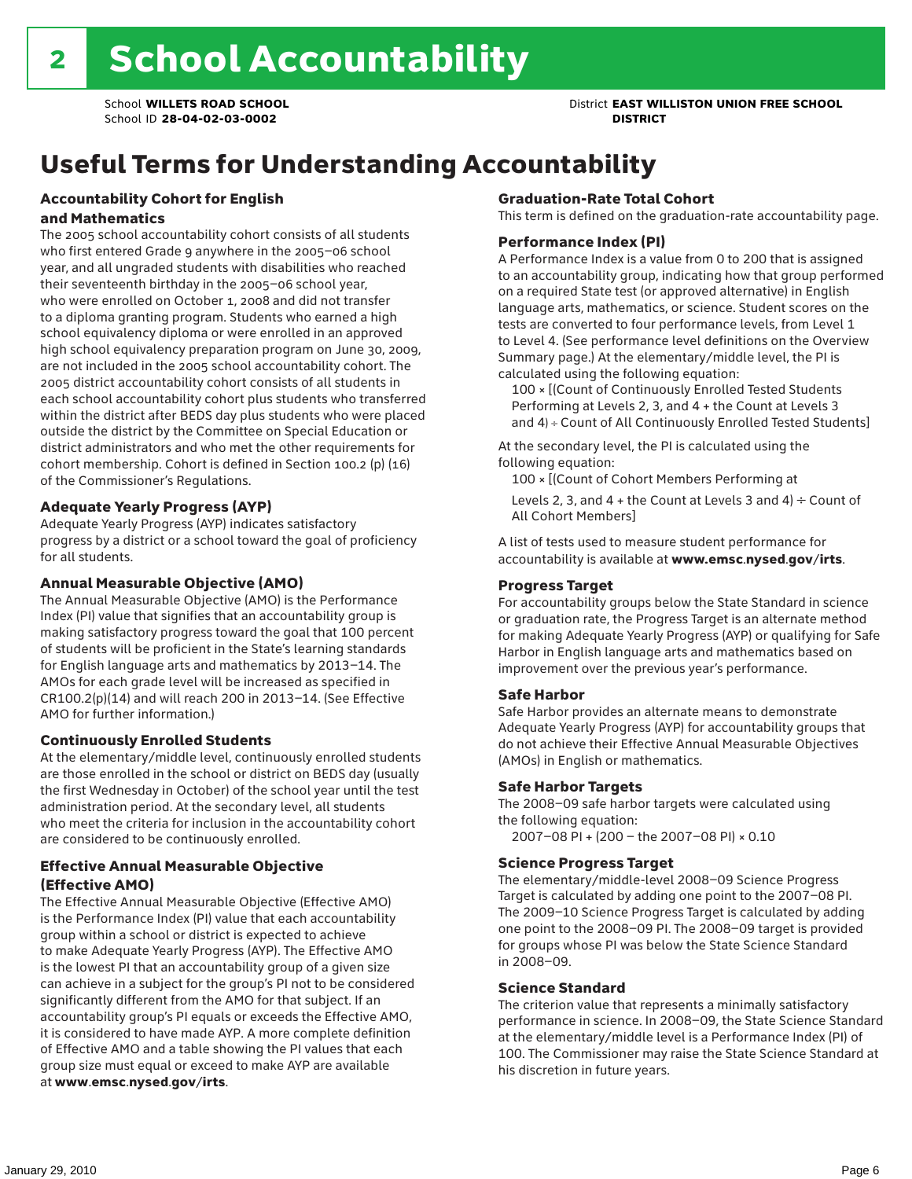# 2 School Accountability

School **WILLETS ROAD SCHOOL**
School ID **28-04-02-03-0002**

District **EAST WILLISTON UNION FREE SCHOOL DISTRICT**

## Useful Terms for Understanding Accountability

### Accountability Cohort for English and Mathematics

The 2005 school accountability cohort consists of all students who first entered Grade 9 anywhere in the 2005–06 school year, and all ungraded students with disabilities who reached their seventeenth birthday in the 2005–06 school year, who were enrolled on October 1, 2008 and did not transfer to a diploma granting program. Students who earned a high school equivalency diploma or were enrolled in an approved high school equivalency preparation program on June 30, 2009, are not included in the 2005 school accountability cohort. The 2005 district accountability cohort consists of all students in each school accountability cohort plus students who transferred within the district after BEDS day plus students who were placed outside the district by the Committee on Special Education or district administrators and who met the other requirements for cohort membership. Cohort is defined in Section 100.2 (p) (16) of the Commissioner's Regulations.

### Adequate Yearly Progress (AYP)

Adequate Yearly Progress (AYP) indicates satisfactory progress by a district or a school toward the goal of proficiency for all students.

### Annual Measurable Objective (AMO)

The Annual Measurable Objective (AMO) is the Performance Index (PI) value that signifies that an accountability group is making satisfactory progress toward the goal that 100 percent of students will be proficient in the State's learning standards for English language arts and mathematics by 2013–14. The AMOs for each grade level will be increased as specified in CR100.2(p)(14) and will reach 200 in 2013–14. (See Effective AMO for further information.)

### Continuously Enrolled Students

At the elementary/middle level, continuously enrolled students are those enrolled in the school or district on BEDS day (usually the first Wednesday in October) of the school year until the test administration period. At the secondary level, all students who meet the criteria for inclusion in the accountability cohort are considered to be continuously enrolled.

### Effective Annual Measurable Objective (Effective AMO)

The Effective Annual Measurable Objective (Effective AMO) is the Performance Index (PI) value that each accountability group within a school or district is expected to achieve to make Adequate Yearly Progress (AYP). The Effective AMO is the lowest PI that an accountability group of a given size can achieve in a subject for the group's PI not to be considered significantly different from the AMO for that subject. If an accountability group's PI equals or exceeds the Effective AMO, it is considered to have made AYP. A more complete definition of Effective AMO and a table showing the PI values that each group size must equal or exceed to make AYP are available at **www.emsc.nysed.gov/irts**.

### Graduation-Rate Total Cohort

This term is defined on the graduation-rate accountability page.

### Performance Index (PI)

A Performance Index is a value from 0 to 200 that is assigned to an accountability group, indicating how that group performed on a required State test (or approved alternative) in English language arts, mathematics, or science. Student scores on the tests are converted to four performance levels, from Level 1 to Level 4. (See performance level definitions on the Overview Summary page.) At the elementary/middle level, the PI is calculated using the following equation:

100 × [(Count of Continuously Enrolled Tested Students Performing at Levels 2, 3, and 4 + the Count at Levels 3 and 4) ÷ Count of All Continuously Enrolled Tested Students]

At the secondary level, the PI is calculated using the following equation:

100 × [(Count of Cohort Members Performing at Levels 2, 3, and 4 + the Count at Levels 3 and 4) ÷ Count of All Cohort Members]

A list of tests used to measure student performance for accountability is available at **www.emsc.nysed.gov/irts**.

### Progress Target

For accountability groups below the State Standard in science or graduation rate, the Progress Target is an alternate method for making Adequate Yearly Progress (AYP) or qualifying for Safe Harbor in English language arts and mathematics based on improvement over the previous year's performance.

### Safe Harbor

Safe Harbor provides an alternate means to demonstrate Adequate Yearly Progress (AYP) for accountability groups that do not achieve their Effective Annual Measurable Objectives (AMOs) in English or mathematics.

### Safe Harbor Targets

The 2008–09 safe harbor targets were calculated using the following equation:

2007–08 PI + (200 – the 2007–08 PI) × 0.10

### Science Progress Target

The elementary/middle-level 2008–09 Science Progress Target is calculated by adding one point to the 2007–08 PI. The 2009–10 Science Progress Target is calculated by adding one point to the 2008–09 PI. The 2008–09 target is provided for groups whose PI was below the State Science Standard in 2008–09.

### Science Standard

The criterion value that represents a minimally satisfactory performance in science. In 2008–09, the State Science Standard at the elementary/middle level is a Performance Index (PI) of 100. The Commissioner may raise the State Science Standard at his discretion in future years.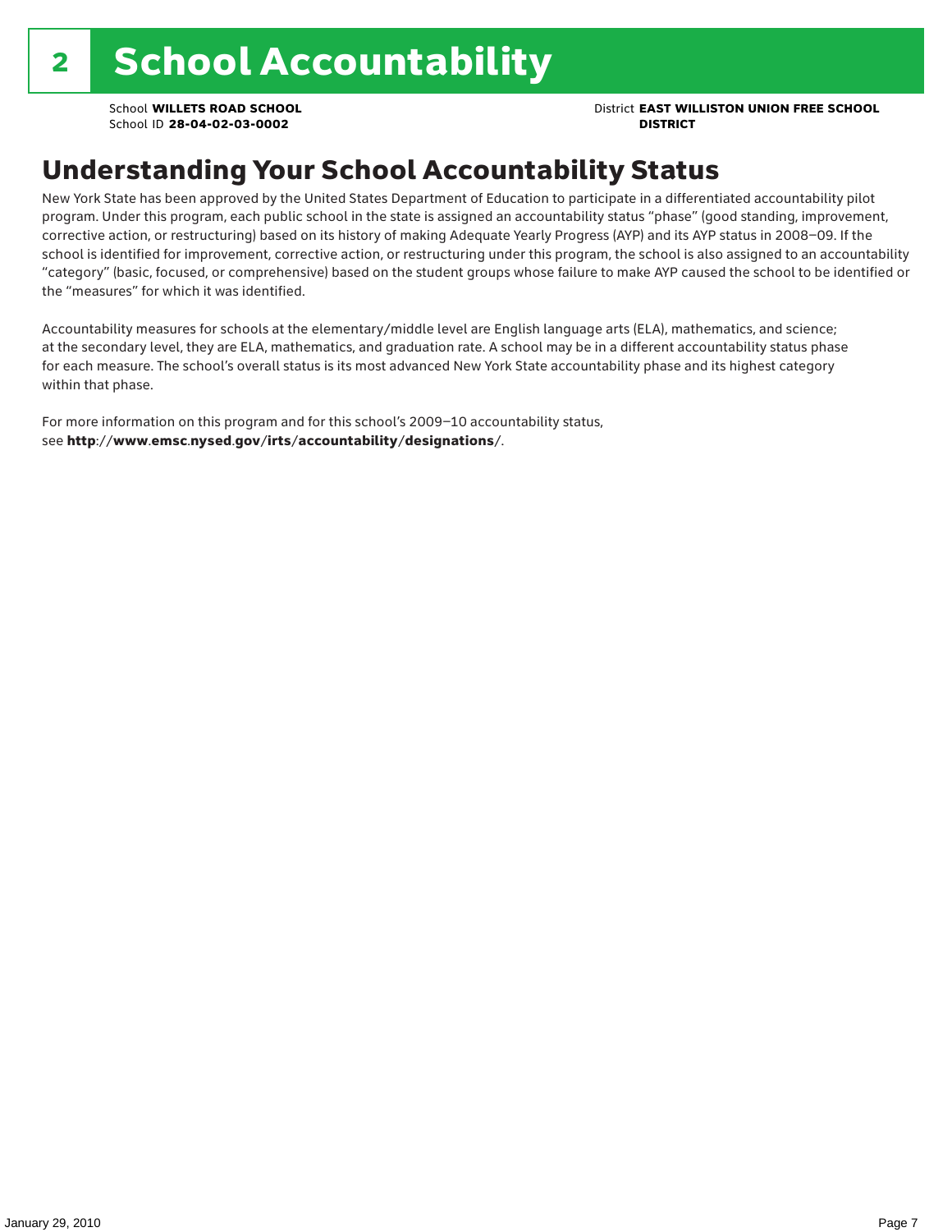# 2 School Accountability

School **WILLETS ROAD SCHOOL**
School ID **28-04-02-03-0002**

District **EAST WILLISTON UNION FREE SCHOOL DISTRICT**

## Understanding Your School Accountability Status

New York State has been approved by the United States Department of Education to participate in a differentiated accountability pilot program. Under this program, each public school in the state is assigned an accountability status "phase" (good standing, improvement, corrective action, or restructuring) based on its history of making Adequate Yearly Progress (AYP) and its AYP status in 2008–09. If the school is identified for improvement, corrective action, or restructuring under this program, the school is also assigned to an accountability "category" (basic, focused, or comprehensive) based on the student groups whose failure to make AYP caused the school to be identified or the "measures" for which it was identified.

Accountability measures for schools at the elementary/middle level are English language arts (ELA), mathematics, and science; at the secondary level, they are ELA, mathematics, and graduation rate. A school may be in a different accountability status phase for each measure. The school's overall status is its most advanced New York State accountability phase and its highest category within that phase.

For more information on this program and for this school's 2009–10 accountability status, see **http://www.emsc.nysed.gov/irts/accountability/designations/**.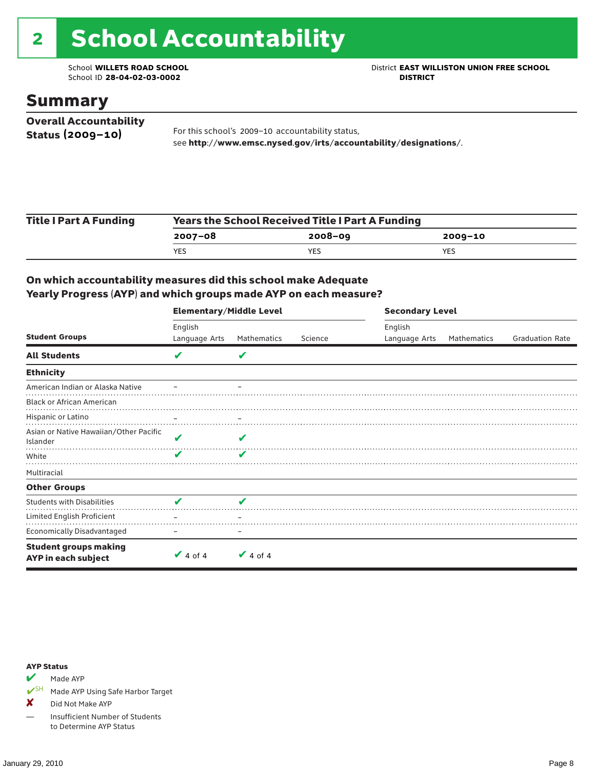# 2 School Accountability

School **WILLETS ROAD SCHOOL**
School ID **28-04-02-03-0002**

District **EAST WILLISTON UNION FREE SCHOOL DISTRICT**

## Summary

**Overall Accountability Status (2009–10)**

For this school's 2009–10 accountability status, see **http://www.emsc.nysed.gov/irts/accountability/designations/**.

| Title I Part A Funding | Years the School Received Title I Part A Funding | | |
|---|---|---|---|
| | **2007–08** | **2008–09** | **2009–10** |
| | YES | YES | YES |

### On which accountability measures did this school make Adequate Yearly Progress (AYP) and which groups made AYP on each measure?

| | Elementary/Middle Level | | | Secondary Level | | |
|---|---|---|---|---|---|---|
| **Student Groups** | English Language Arts | Mathematics | Science | English Language Arts | Mathematics | Graduation Rate |
| **All Students** | ✔ | ✔ | | | | |
| **Ethnicity** | | | | | | |
| American Indian or Alaska Native | – | – | | | | |
| Black or African American | | | | | | |
| Hispanic or Latino | – | – | | | | |
| Asian or Native Hawaiian/Other Pacific Islander | ✔ | ✔ | | | | |
| White | ✔ | ✔ | | | | |
| Multiracial | | | | | | |
| **Other Groups** | | | | | | |
| Students with Disabilities | ✔ | ✔ | | | | |
| Limited English Proficient | – | – | | | | |
| Economically Disadvantaged | – | – | | | | |
| **Student groups making AYP in each subject** | ✔ 4 of 4 | ✔ 4 of 4 | | | | |

**AYP Status**

- ✔ Made AYP
- ✔SH Made AYP Using Safe Harbor Target
- ✘ Did Not Make AYP
- — Insufficient Number of Students to Determine AYP Status

January 29, 2010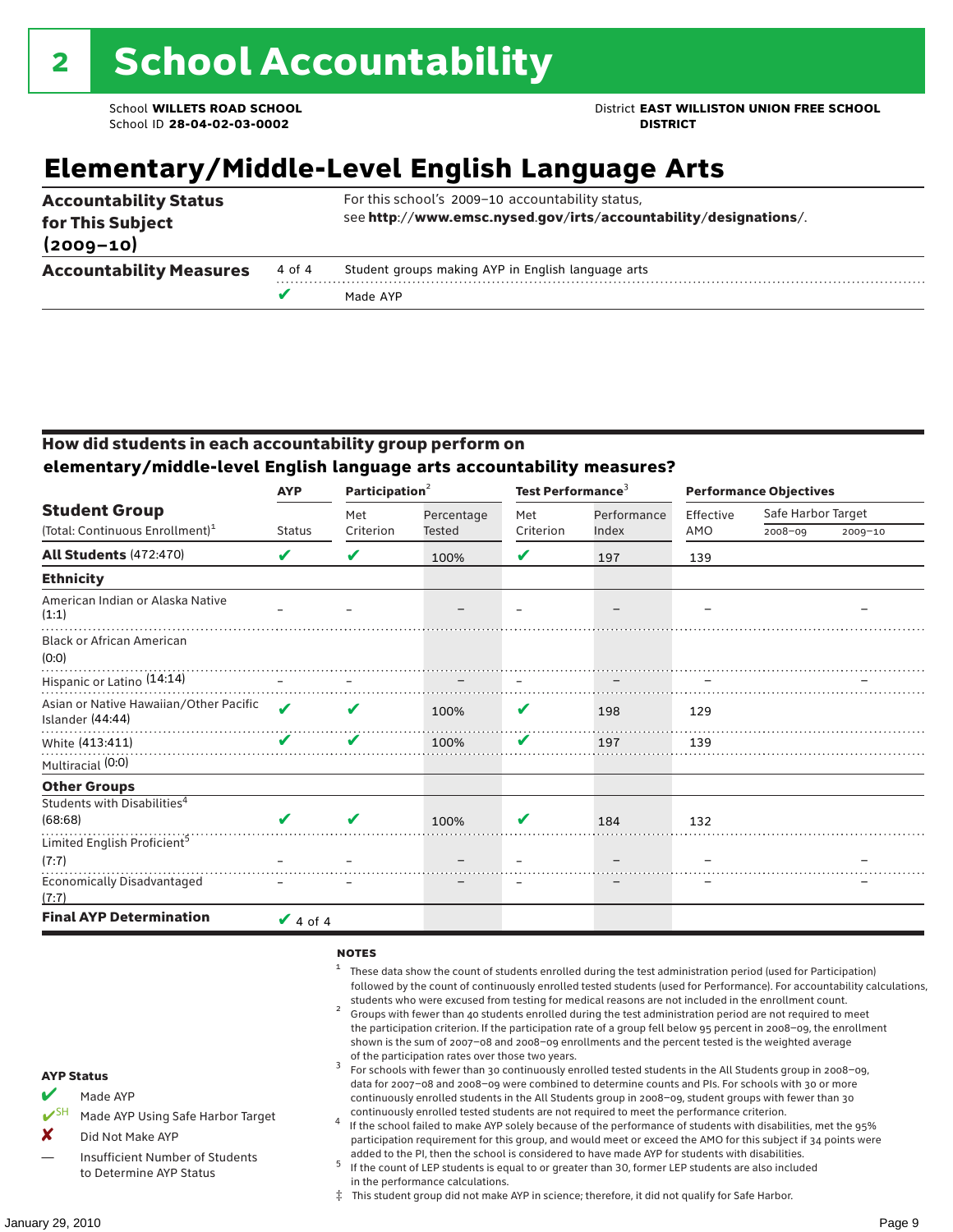# 2 School Accountability

School **WILLETS ROAD SCHOOL**
School ID **28-04-02-03-0002**

District **EAST WILLISTON UNION FREE SCHOOL DISTRICT**

## Elementary/Middle-Level English Language Arts

| | | |
|---|---|---|
| **Accountability Status for This Subject (2009–10)** | | For this school's 2009–10 accountability status, see **http://www.emsc.nysed.gov/irts/accountability/designations/**. |
| **Accountability Measures** | 4 of 4 | Student groups making AYP in English language arts |
| | ✔ | Made AYP |

### How did students in each accountability group perform on elementary/middle-level English language arts accountability measures?

| Student Group (Total: Continuous Enrollment)[1] | AYP Status | Participation[2] Met Criterion | Participation[2] Percentage Tested | Test Performance[3] Met Criterion | Test Performance[3] Performance Index | Performance Objectives Effective AMO | Safe Harbor Target 2008–09 | Safe Harbor Target 2009–10 |
|---|---|---|---|---|---|---|---|---|
| **All Students** (472:470) | ✔ | ✔ | 100% | ✔ | 197 | 139 | | |
| **Ethnicity** | | | | | | | | |
| American Indian or Alaska Native (1:1) | – | – | – | – | – | – | | – |
| Black or African American (0:0) | | | | | | | | |
| Hispanic or Latino (14:14) | – | – | – | – | – | – | | – |
| Asian or Native Hawaiian/Other Pacific Islander (44:44) | ✔ | ✔ | 100% | ✔ | 198 | 129 | | |
| White (413:411) | ✔ | ✔ | 100% | ✔ | 197 | 139 | | |
| Multiracial (0:0) | | | | | | | | |
| **Other Groups** | | | | | | | | |
| Students with Disabilities[4] (68:68) | ✔ | ✔ | 100% | ✔ | 184 | 132 | | |
| Limited English Proficient[5] (7:7) | – | – | – | – | – | – | | – |
| Economically Disadvantaged (7:7) | – | – | – | – | – | – | | – |
| **Final AYP Determination** | ✔ 4 of 4 | | | | | | | |

**NOTES**

1. These data show the count of students enrolled during the test administration period (used for Participation) followed by the count of continuously enrolled tested students (used for Performance). For accountability calculations, students who were excused from testing for medical reasons are not included in the enrollment count.
2. Groups with fewer than 40 students enrolled during the test administration period are not required to meet the participation criterion. If the participation rate of a group fell below 95 percent in 2008–09, the enrollment shown is the sum of 2007–08 and 2008–09 enrollments and the percent tested is the weighted average of the participation rates over those two years.
3. For schools with fewer than 30 continuously enrolled tested students in the All Students group in 2008–09, data for 2007–08 and 2008–09 were combined to determine counts and PIs. For schools with 30 or more continuously enrolled students in the All Students group in 2008–09, student groups with fewer than 30 continuously enrolled tested students are not required to meet the performance criterion.
4. If the school failed to make AYP solely because of the performance of students with disabilities, met the 95% participation requirement for this group, and would meet or exceed the AMO for this subject if 34 points were added to the PI, then the school is considered to have made AYP for students with disabilities.
5. If the count of LEP students is equal to or greater than 30, former LEP students are also included in the performance calculations.

‡ This student group did not make AYP in science; therefore, it did not qualify for Safe Harbor.

**AYP Status**

- ✔ Made AYP
- ✔SH Made AYP Using Safe Harbor Target
- ✘ Did Not Make AYP
- — Insufficient Number of Students to Determine AYP Status

January 29, 2010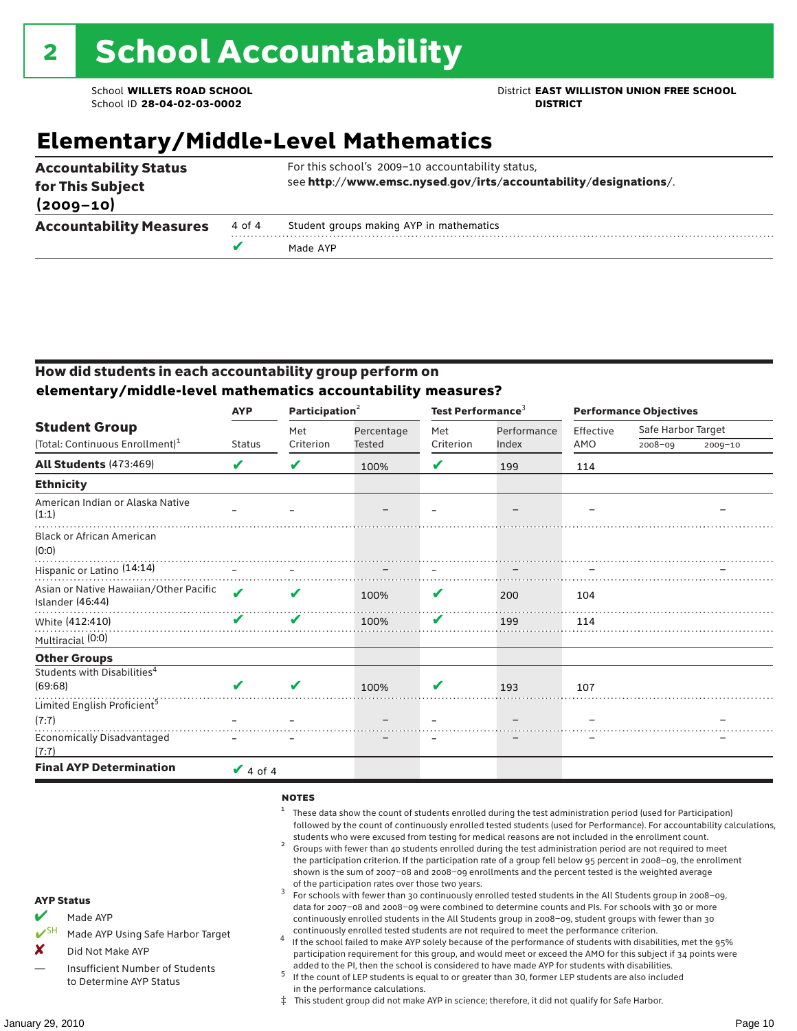# 2 School Accountability

School **WILLETS ROAD SCHOOL**
School ID **28-04-02-03-0002**

District **EAST WILLISTON UNION FREE SCHOOL DISTRICT**

## Elementary/Middle-Level Mathematics

| | | |
|---|---|---|
| **Accountability Status for This Subject (2009–10)** | | For this school's 2009–10 accountability status, see **http://www.emsc.nysed.gov/irts/accountability/designations/**. |
| **Accountability Measures** | 4 of 4 | Student groups making AYP in mathematics |
| | ✔ | Made AYP |

### How did students in each accountability group perform on elementary/middle-level mathematics accountability measures?

| Student Group (Total: Continuous Enrollment)[1] | AYP Status | Participation[2] Met Criterion | Participation[2] Percentage Tested | Test Performance[3] Met Criterion | Test Performance[3] Performance Index | Performance Objectives Effective AMO | Safe Harbor Target 2008–09 | Safe Harbor Target 2009–10 |
|---|---|---|---|---|---|---|---|---|
| **All Students** (473:469) | ✔ | ✔ | 100% | ✔ | 199 | 114 | | |
| **Ethnicity** | | | | | | | | |
| American Indian or Alaska Native (1:1) | – | – | – | – | – | – | | – |
| Black or African American (0:0) | | | | | | | | |
| Hispanic or Latino (14:14) | – | – | – | – | – | – | | – |
| Asian or Native Hawaiian/Other Pacific Islander (46:44) | ✔ | ✔ | 100% | ✔ | 200 | 104 | | |
| White (412:410) | ✔ | ✔ | 100% | ✔ | 199 | 114 | | |
| Multiracial (0:0) | | | | | | | | |
| **Other Groups** | | | | | | | | |
| Students with Disabilities[4] (69:68) | ✔ | ✔ | 100% | ✔ | 193 | 107 | | |
| Limited English Proficient[5] (7:7) | – | – | – | – | – | – | | – |
| Economically Disadvantaged (7:7) | – | – | – | – | – | – | | – |
| **Final AYP Determination** | ✔ 4 of 4 | | | | | | | |

**AYP Status**

- ✔ Made AYP
- ✔SH Made AYP Using Safe Harbor Target
- ✘ Did Not Make AYP
- — Insufficient Number of Students to Determine AYP Status

**NOTES**

1. These data show the count of students enrolled during the test administration period (used for Participation) followed by the count of continuously enrolled tested students (used for Performance). For accountability calculations, students who were excused from testing for medical reasons are not included in the enrollment count.
2. Groups with fewer than 40 students enrolled during the test administration period are not required to meet the participation criterion. If the participation rate of a group fell below 95 percent in 2008–09, the enrollment shown is the sum of 2007–08 and 2008–09 enrollments and the percent tested is the weighted average of the participation rates over those two years.
3. For schools with fewer than 30 continuously enrolled tested students in the All Students group in 2008–09, data for 2007–08 and 2008–09 were combined to determine counts and PIs. For schools with 30 or more continuously enrolled students in the All Students group in 2008–09, student groups with fewer than 30 continuously enrolled tested students are not required to meet the performance criterion.
4. If the school failed to make AYP solely because of the performance of students with disabilities, met the 95% participation requirement for this group, and would meet or exceed the AMO for this subject if 34 points were added to the PI, then the school is considered to have made AYP for students with disabilities.
5. If the count of LEP students is equal to or greater than 30, former LEP students are also included in the performance calculations.

‡ This student group did not make AYP in science; therefore, it did not qualify for Safe Harbor.

January 29, 2010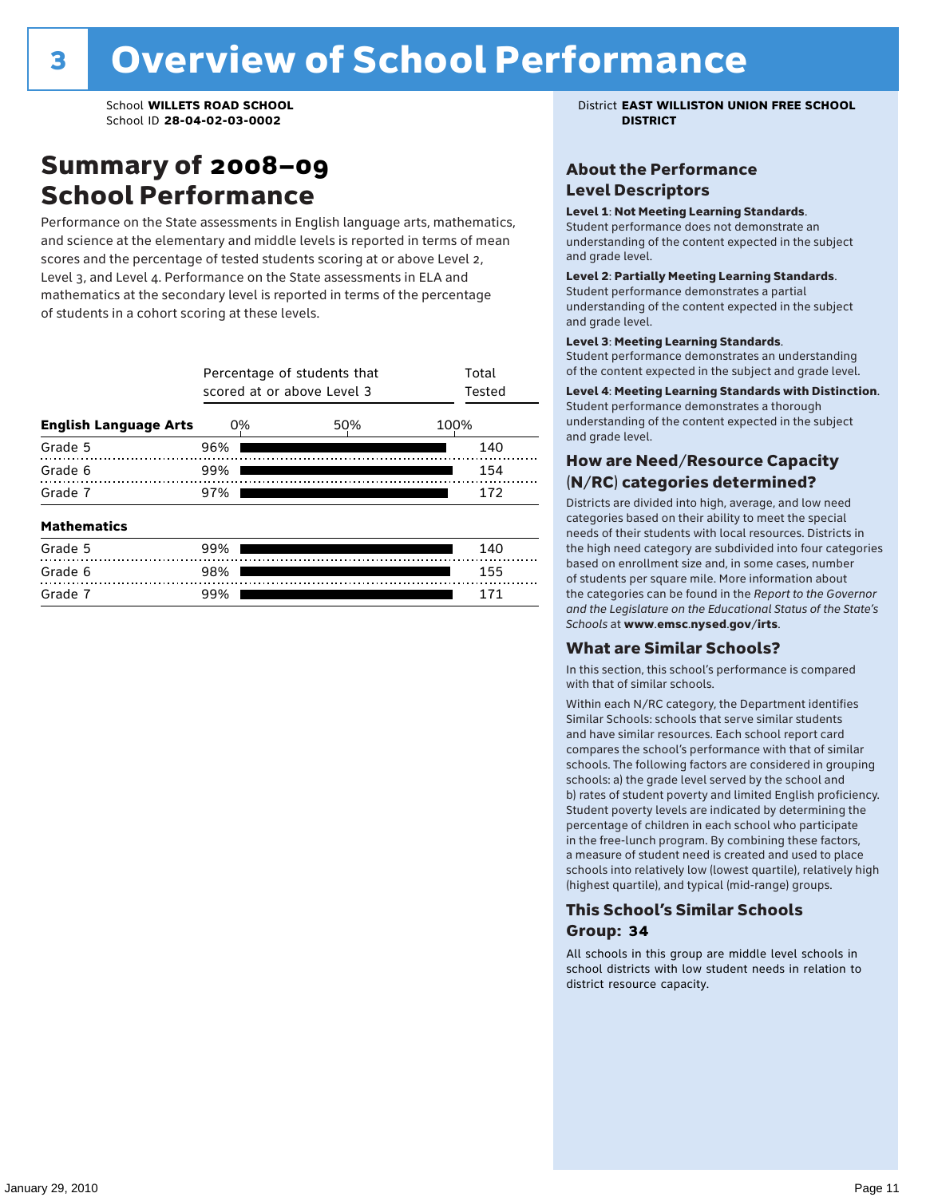# 3 Overview of School Performance

School **WILLETS ROAD SCHOOL**
School ID **28-04-02-03-0002**

District **EAST WILLISTON UNION FREE SCHOOL DISTRICT**

## Summary of 2008–09 School Performance

Performance on the State assessments in English language arts, mathematics, and science at the elementary and middle levels is reported in terms of mean scores and the percentage of tested students scoring at or above Level 2, Level 3, and Level 4. Performance on the State assessments in ELA and mathematics at the secondary level is reported in terms of the percentage of students in a cohort scoring at these levels.

| | Percentage of students that scored at or above Level 3 | Total Tested |
|---|---|---|
| **English Language Arts** | | |
| Grade 5 | 96% | 140 |
| Grade 6 | 99% | 154 |
| Grade 7 | 97% | 172 |
| **Mathematics** | | |
| Grade 5 | 99% | 140 |
| Grade 6 | 98% | 155 |
| Grade 7 | 99% | 171 |

### About the Performance Level Descriptors

**Level 1**: **Not Meeting Learning Standards**. Student performance does not demonstrate an understanding of the content expected in the subject and grade level.

**Level 2**: **Partially Meeting Learning Standards**. Student performance demonstrates a partial understanding of the content expected in the subject and grade level.

**Level 3**: **Meeting Learning Standards**. Student performance demonstrates an understanding of the content expected in the subject and grade level.

**Level 4**: **Meeting Learning Standards with Distinction**. Student performance demonstrates a thorough understanding of the content expected in the subject and grade level.

### How are Need/Resource Capacity (N/RC) categories determined?

Districts are divided into high, average, and low need categories based on their ability to meet the special needs of their students with local resources. Districts in the high need category are subdivided into four categories based on enrollment size and, in some cases, number of students per square mile. More information about the categories can be found in the *Report to the Governor and the Legislature on the Educational Status of the State's Schools* at **www.emsc.nysed.gov/irts**.

### What are Similar Schools?

In this section, this school's performance is compared with that of similar schools.

Within each N/RC category, the Department identifies Similar Schools: schools that serve similar students and have similar resources. Each school report card compares the school's performance with that of similar schools. The following factors are considered in grouping schools: a) the grade level served by the school and b) rates of student poverty and limited English proficiency. Student poverty levels are indicated by determining the percentage of children in each school who participate in the free-lunch program. By combining these factors, a measure of student need is created and used to place schools into relatively low (lowest quartile), relatively high (highest quartile), and typical (mid-range) groups.

### This School's Similar Schools Group: 34

All schools in this group are middle level schools in school districts with low student needs in relation to district resource capacity.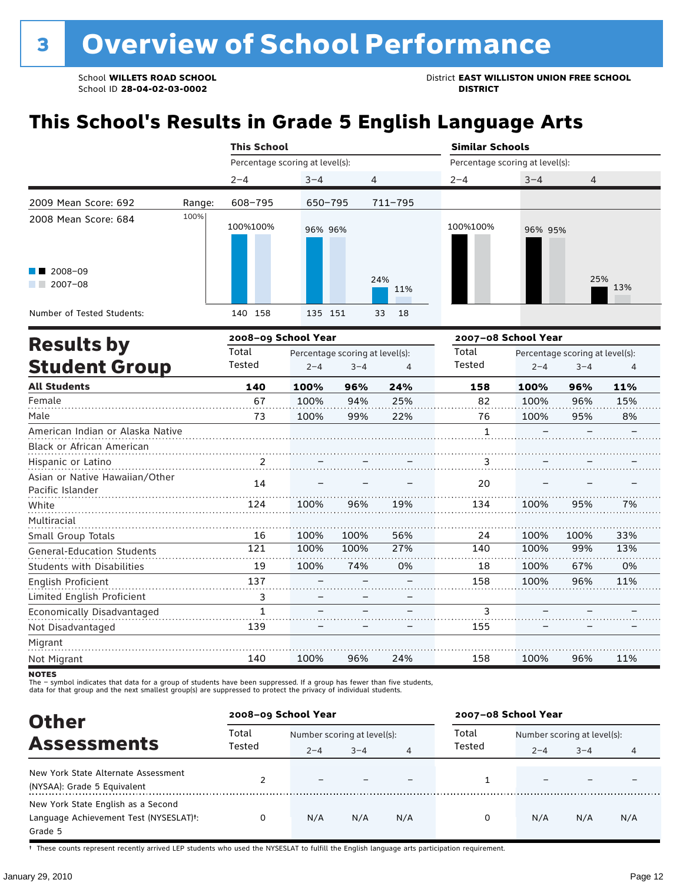# 3 Overview of School Performance

School **WILLETS ROAD SCHOOL**
School ID **28-04-02-03-0002**

District **EAST WILLISTON UNION FREE SCHOOL DISTRICT**

## This School's Results in Grade 5 English Language Arts

| | This School | | | Similar Schools | | |
|---|---|---|---|---|---|---|
| | Percentage scoring at level(s): | | | Percentage scoring at level(s): | | |
| | 2–4 | 3–4 | 4 | 2–4 | 3–4 | 4 |
| 2009 Mean Score: 692 — Range: | 608–795 | 650–795 | 711–795 | | | |
| 2008 Mean Score: 684 | | | | | | |
| 2008–09 | 100% | 96% | 24% | 100% | 96% | 25% |
| 2007–08 | 100% | 96% | 11% | 100% | 95% | 13% |
| Number of Tested Students (2008–09) | 140 | 135 | 33 | | | |
| Number of Tested Students (2007–08) | 158 | 151 | 18 | | | |

## Results by Student Group

| | 2008–09 School Year | | | | 2007–08 School Year | | | |
|---|---|---|---|---|---|---|---|---|
| | Total Tested | Percentage scoring at level(s): 2–4 | 3–4 | 4 | Total Tested | Percentage scoring at level(s): 2–4 | 3–4 | 4 |
| **All Students** | **140** | **100%** | **96%** | **24%** | **158** | **100%** | **96%** | **11%** |
| Female | 67 | 100% | 94% | 25% | 82 | 100% | 96% | 15% |
| Male | 73 | 100% | 99% | 22% | 76 | 100% | 95% | 8% |
| American Indian or Alaska Native | | | | | 1 | – | – | – |
| Black or African American | | | | | | | | |
| Hispanic or Latino | 2 | – | – | – | 3 | – | – | – |
| Asian or Native Hawaiian/Other Pacific Islander | 14 | – | – | – | 20 | – | – | – |
| White | 124 | 100% | 96% | 19% | 134 | 100% | 95% | 7% |
| Multiracial | | | | | | | | |
| Small Group Totals | 16 | 100% | 100% | 56% | 24 | 100% | 100% | 33% |
| General-Education Students | 121 | 100% | 100% | 27% | 140 | 100% | 99% | 13% |
| Students with Disabilities | 19 | 100% | 74% | 0% | 18 | 100% | 67% | 0% |
| English Proficient | 137 | – | – | – | 158 | 100% | 96% | 11% |
| Limited English Proficient | 3 | – | – | – | | | | |
| Economically Disadvantaged | 1 | – | – | – | 3 | – | – | – |
| Not Disadvantaged | 139 | – | – | – | 155 | – | – | – |
| Migrant | | | | | | | | |
| Not Migrant | 140 | 100% | 96% | 24% | 158 | 100% | 96% | 11% |

**NOTES**
The – symbol indicates that data for a group of students have been suppressed. If a group has fewer than five students, data for that group and the next smallest group(s) are suppressed to protect the privacy of individual students.

## Other Assessments

| | 2008–09 School Year | | | | 2007–08 School Year | | | |
|---|---|---|---|---|---|---|---|---|
| | Total Tested | Number scoring at level(s): 2–4 | 3–4 | 4 | Total Tested | Number scoring at level(s): 2–4 | 3–4 | 4 |
| New York State Alternate Assessment (NYSAA): Grade 5 Equivalent | 2 | – | – | – | 1 | – | – | – |
| New York State English as a Second Language Achievement Test (NYSESLAT)†: Grade 5 | 0 | N/A | N/A | N/A | 0 | N/A | N/A | N/A |

† These counts represent recently arrived LEP students who used the NYSESLAT to fulfill the English language arts participation requirement.

January 29, 2010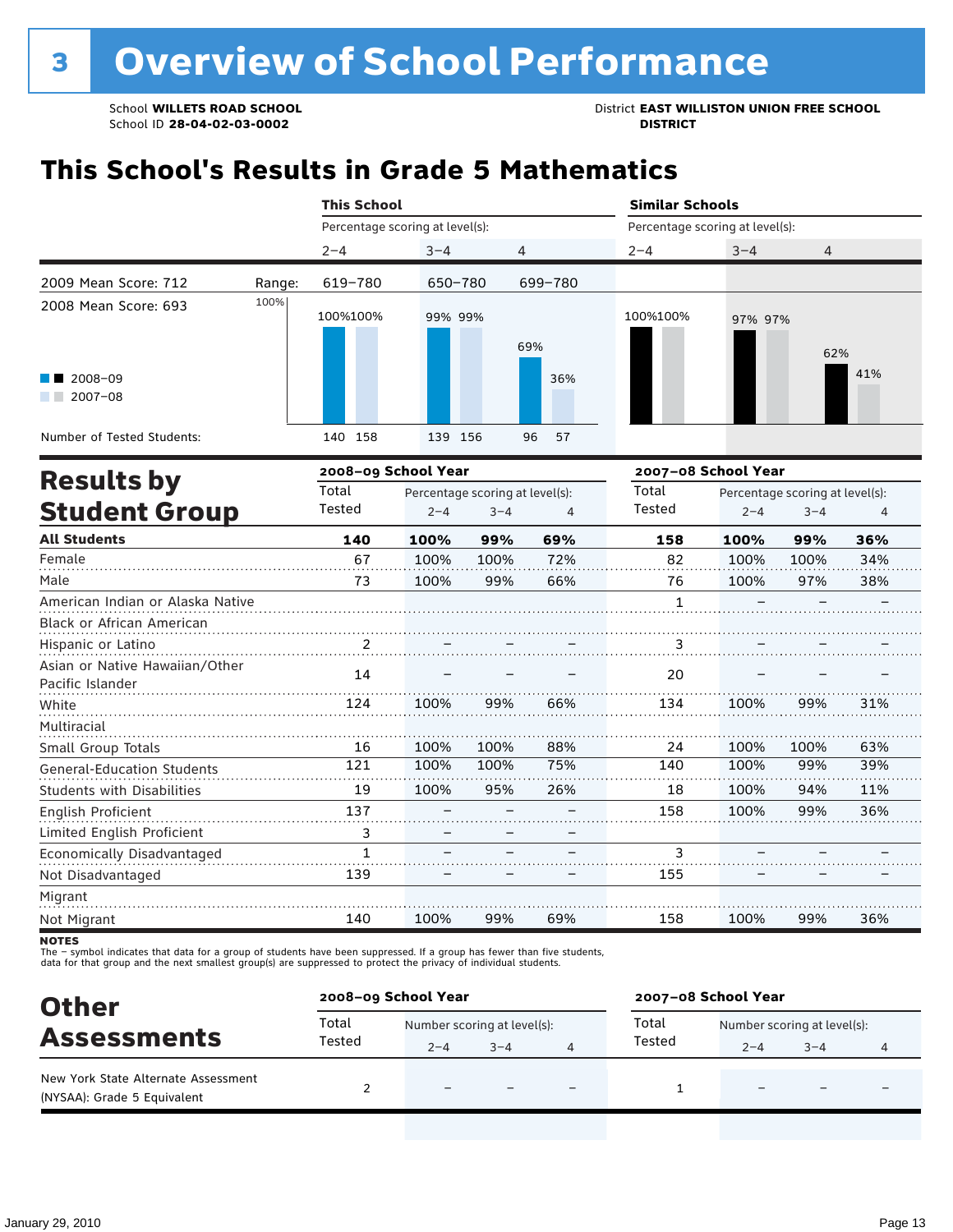# 3 Overview of School Performance

School **WILLETS ROAD SCHOOL**
School ID **28-04-02-03-0002**

District **EAST WILLISTON UNION FREE SCHOOL DISTRICT**

## This School's Results in Grade 5 Mathematics

| | | This School | | | Similar Schools | | |
|---|---|---|---|---|---|---|---|
| | | Percentage scoring at level(s): | | | Percentage scoring at level(s): | | |
| | | 2–4 | 3–4 | 4 | 2–4 | 3–4 | 4 |
| 2009 Mean Score: 712 | Range: | 619–780 | 650–780 | 699–780 | | | |
| 2008 Mean Score: 693 | 2008–09 | 100% | 99% | 69% | 100% | 97% | 62% |
| | 2007–08 | 100% | 99% | 36% | 100% | 97% | 41% |
| Number of Tested Students: | 2008–09 | 140 | 139 | 96 | | | |
| | 2007–08 | 158 | 156 | 57 | | | |

## Results by Student Group

| | 2008–09 School Year | | | | 2007–08 School Year | | | |
|---|---|---|---|---|---|---|---|---|
| | Total Tested | Percentage scoring at level(s): 2–4 | 3–4 | 4 | Total Tested | Percentage scoring at level(s): 2–4 | 3–4 | 4 |
| **All Students** | **140** | **100%** | **99%** | **69%** | **158** | **100%** | **99%** | **36%** |
| Female | 67 | 100% | 100% | 72% | 82 | 100% | 100% | 34% |
| Male | 73 | 100% | 99% | 66% | 76 | 100% | 97% | 38% |
| American Indian or Alaska Native | | | | | 1 | – | – | – |
| Black or African American | | | | | | | | |
| Hispanic or Latino | 2 | – | – | – | 3 | – | – | – |
| Asian or Native Hawaiian/Other Pacific Islander | 14 | – | – | – | 20 | – | – | – |
| White | 124 | 100% | 99% | 66% | 134 | 100% | 99% | 31% |
| Multiracial | | | | | | | | |
| Small Group Totals | 16 | 100% | 100% | 88% | 24 | 100% | 100% | 63% |
| General-Education Students | 121 | 100% | 100% | 75% | 140 | 100% | 99% | 39% |
| Students with Disabilities | 19 | 100% | 95% | 26% | 18 | 100% | 94% | 11% |
| English Proficient | 137 | – | – | – | 158 | 100% | 99% | 36% |
| Limited English Proficient | 3 | – | – | – | | | | |
| Economically Disadvantaged | 1 | – | – | – | 3 | – | – | – |
| Not Disadvantaged | 139 | – | – | – | 155 | – | – | – |
| Migrant | | | | | | | | |
| Not Migrant | 140 | 100% | 99% | 69% | 158 | 100% | 99% | 36% |

**NOTES**
The – symbol indicates that data for a group of students have been suppressed. If a group has fewer than five students, data for that group and the next smallest group(s) are suppressed to protect the privacy of individual students.

## Other Assessments

| | 2008–09 School Year | | | | 2007–08 School Year | | | |
|---|---|---|---|---|---|---|---|---|
| | Total Tested | Number scoring at level(s): 2–4 | 3–4 | 4 | Total Tested | Number scoring at level(s): 2–4 | 3–4 | 4 |
| New York State Alternate Assessment (NYSAA): Grade 5 Equivalent | 2 | – | – | – | 1 | – | – | – |

January 29, 2010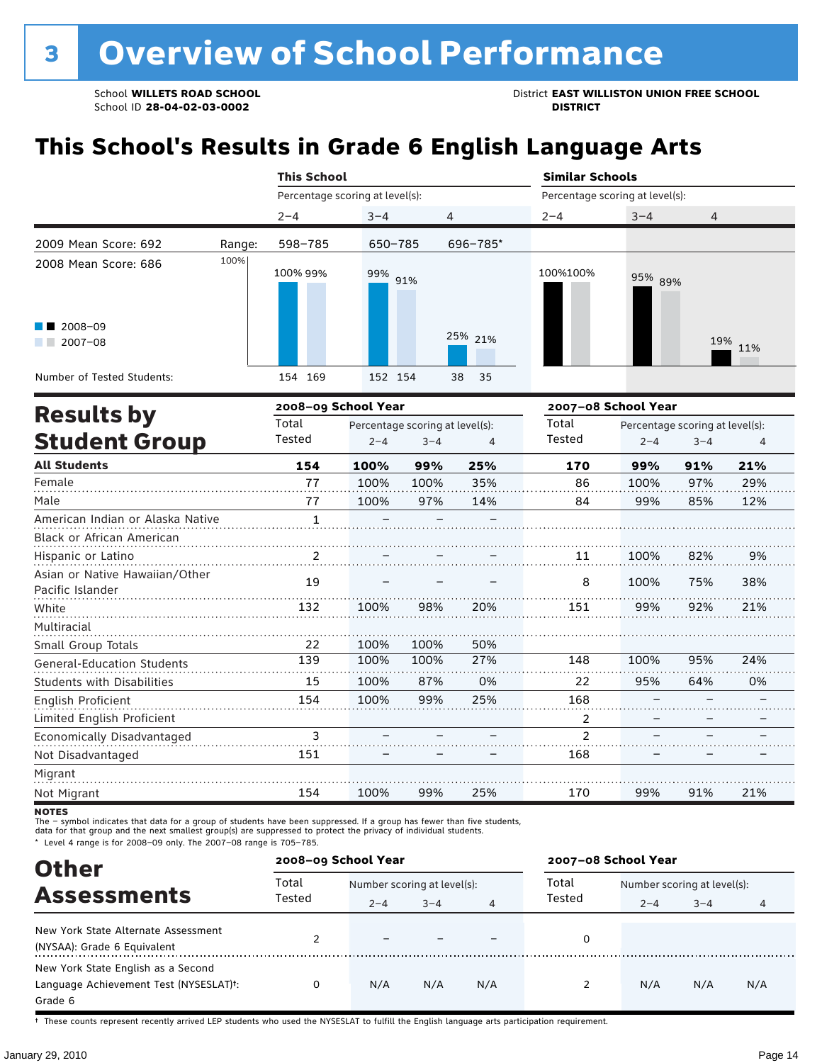# 3 Overview of School Performance

School **WILLETS ROAD SCHOOL**
School ID **28-04-02-03-0002**

District **EAST WILLISTON UNION FREE SCHOOL DISTRICT**

## This School's Results in Grade 6 English Language Arts

| | | This School | | | Similar Schools | | |
|---|---|---|---|---|---|---|---|
| | | Percentage scoring at level(s): | | | Percentage scoring at level(s): | | |
| | | 2–4 | 3–4 | 4 | 2–4 | 3–4 | 4 |
| 2009 Mean Score: 692 | Range: | 598–785 | 650–785 | 696–785* | | | |
| 2008 Mean Score: 686 | 2008–09 | 100% | 99% | 25% | 100% | 95% | 19% |
| | 2007–08 | 99% | 91% | 21% | 100% | 89% | 11% |
| Number of Tested Students: | 2008–09 | 154 | 152 | 38 | | | |
| | 2007–08 | 169 | 154 | 35 | | | |

## Results by Student Group

| | 2008–09 School Year | | | | 2007–08 School Year | | | |
|---|---|---|---|---|---|---|---|---|
| | Total Tested | Percentage scoring at level(s): 2–4 | 3–4 | 4 | Total Tested | Percentage scoring at level(s): 2–4 | 3–4 | 4 |
| **All Students** | **154** | **100%** | **99%** | **25%** | **170** | **99%** | **91%** | **21%** |
| Female | 77 | 100% | 100% | 35% | 86 | 100% | 97% | 29% |
| Male | 77 | 100% | 97% | 14% | 84 | 99% | 85% | 12% |
| American Indian or Alaska Native | 1 | – | – | – | | | | |
| Black or African American | | | | | | | | |
| Hispanic or Latino | 2 | – | – | – | 11 | 100% | 82% | 9% |
| Asian or Native Hawaiian/Other Pacific Islander | 19 | – | – | – | 8 | 100% | 75% | 38% |
| White | 132 | 100% | 98% | 20% | 151 | 99% | 92% | 21% |
| Multiracial | | | | | | | | |
| Small Group Totals | 22 | 100% | 100% | 50% | | | | |
| General-Education Students | 139 | 100% | 100% | 27% | 148 | 100% | 95% | 24% |
| Students with Disabilities | 15 | 100% | 87% | 0% | 22 | 95% | 64% | 0% |
| English Proficient | 154 | 100% | 99% | 25% | 168 | – | – | – |
| Limited English Proficient | | | | | 2 | – | – | – |
| Economically Disadvantaged | 3 | – | – | – | 2 | – | – | – |
| Not Disadvantaged | 151 | – | – | – | 168 | – | – | – |
| Migrant | | | | | | | | |
| Not Migrant | 154 | 100% | 99% | 25% | 170 | 99% | 91% | 21% |

**NOTES**
The – symbol indicates that data for a group of students have been suppressed. If a group has fewer than five students, data for that group and the next smallest group(s) are suppressed to protect the privacy of individual students.
\* Level 4 range is for 2008–09 only. The 2007–08 range is 705–785.

## Other Assessments

| | 2008–09 School Year | | | | 2007–08 School Year | | | |
|---|---|---|---|---|---|---|---|---|
| | Total Tested | Number scoring at level(s): 2–4 | 3–4 | 4 | Total Tested | Number scoring at level(s): 2–4 | 3–4 | 4 |
| New York State Alternate Assessment (NYSAA): Grade 6 Equivalent | 2 | – | – | – | 0 | | | |
| New York State English as a Second Language Achievement Test (NYSESLAT)†: Grade 6 | 0 | N/A | N/A | N/A | 2 | N/A | N/A | N/A |

† These counts represent recently arrived LEP students who used the NYSESLAT to fulfill the English language arts participation requirement.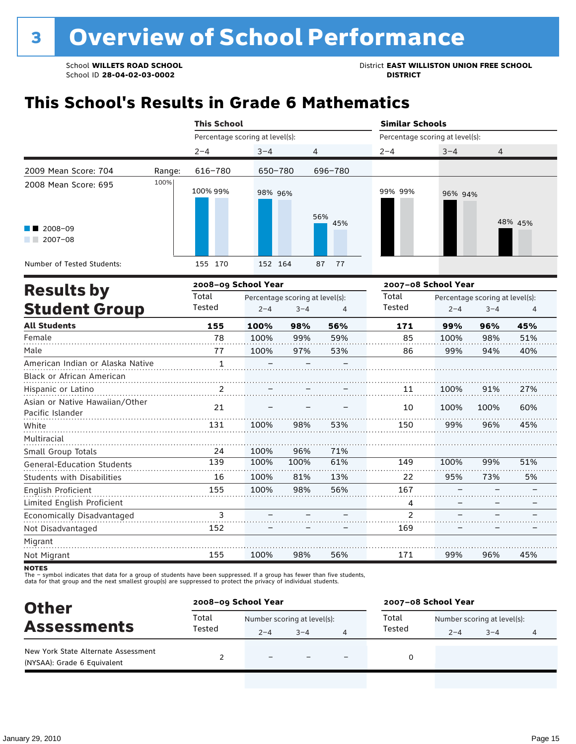# 3 Overview of School Performance

School **WILLETS ROAD SCHOOL**
School ID **28-04-02-03-0002**

District **EAST WILLISTON UNION FREE SCHOOL DISTRICT**

## This School's Results in Grade 6 Mathematics

| | This School | | | Similar Schools | | |
|---|---|---|---|---|---|---|
| Percentage scoring at level(s): | 2–4 | 3–4 | 4 | 2–4 | 3–4 | 4 |
| 2009 Mean Score: 704 — Range: | 616–780 | 650–780 | 696–780 | | | |
| 2008–09 | 100% | 98% | 56% | 99% | 96% | 48% |
| 2007–08 | 99% | 96% | 45% | 99% | 94% | 45% |
| Number of Tested Students (2008–09) | 155 | 152 | 87 | | | |
| Number of Tested Students (2007–08) | 170 | 164 | 77 | | | |

2008 Mean Score: 695

## Results by Student Group

| | 2008–09 Total Tested | 2008–09 % 2–4 | 2008–09 % 3–4 | 2008–09 % 4 | 2007–08 Total Tested | 2007–08 % 2–4 | 2007–08 % 3–4 | 2007–08 % 4 |
|---|---|---|---|---|---|---|---|---|
| **All Students** | **155** | **100%** | **98%** | **56%** | **171** | **99%** | **96%** | **45%** |
| Female | 78 | 100% | 99% | 59% | 85 | 100% | 98% | 51% |
| Male | 77 | 100% | 97% | 53% | 86 | 99% | 94% | 40% |
| American Indian or Alaska Native | 1 | – | – | – | | | | |
| Black or African American | | | | | | | | |
| Hispanic or Latino | 2 | – | – | – | 11 | 100% | 91% | 27% |
| Asian or Native Hawaiian/Other Pacific Islander | 21 | – | – | – | 10 | 100% | 100% | 60% |
| White | 131 | 100% | 98% | 53% | 150 | 99% | 96% | 45% |
| Multiracial | | | | | | | | |
| Small Group Totals | 24 | 100% | 96% | 71% | | | | |
| General-Education Students | 139 | 100% | 100% | 61% | 149 | 100% | 99% | 51% |
| Students with Disabilities | 16 | 100% | 81% | 13% | 22 | 95% | 73% | 5% |
| English Proficient | 155 | 100% | 98% | 56% | 167 | – | – | – |
| Limited English Proficient | | | | | 4 | – | – | – |
| Economically Disadvantaged | 3 | – | – | – | 2 | – | – | – |
| Not Disadvantaged | 152 | – | – | – | 169 | – | – | – |
| Migrant | | | | | | | | |
| Not Migrant | 155 | 100% | 98% | 56% | 171 | 99% | 96% | 45% |

**NOTES**
The – symbol indicates that data for a group of students have been suppressed. If a group has fewer than five students, data for that group and the next smallest group(s) are suppressed to protect the privacy of individual students.

## Other Assessments

| | 2008–09 Total Tested | 2008–09 Number 2–4 | 2008–09 Number 3–4 | 2008–09 Number 4 | 2007–08 Total Tested | 2007–08 Number 2–4 | 2007–08 Number 3–4 | 2007–08 Number 4 |
|---|---|---|---|---|---|---|---|---|
| New York State Alternate Assessment (NYSAA): Grade 6 Equivalent | 2 | – | – | – | 0 | | | |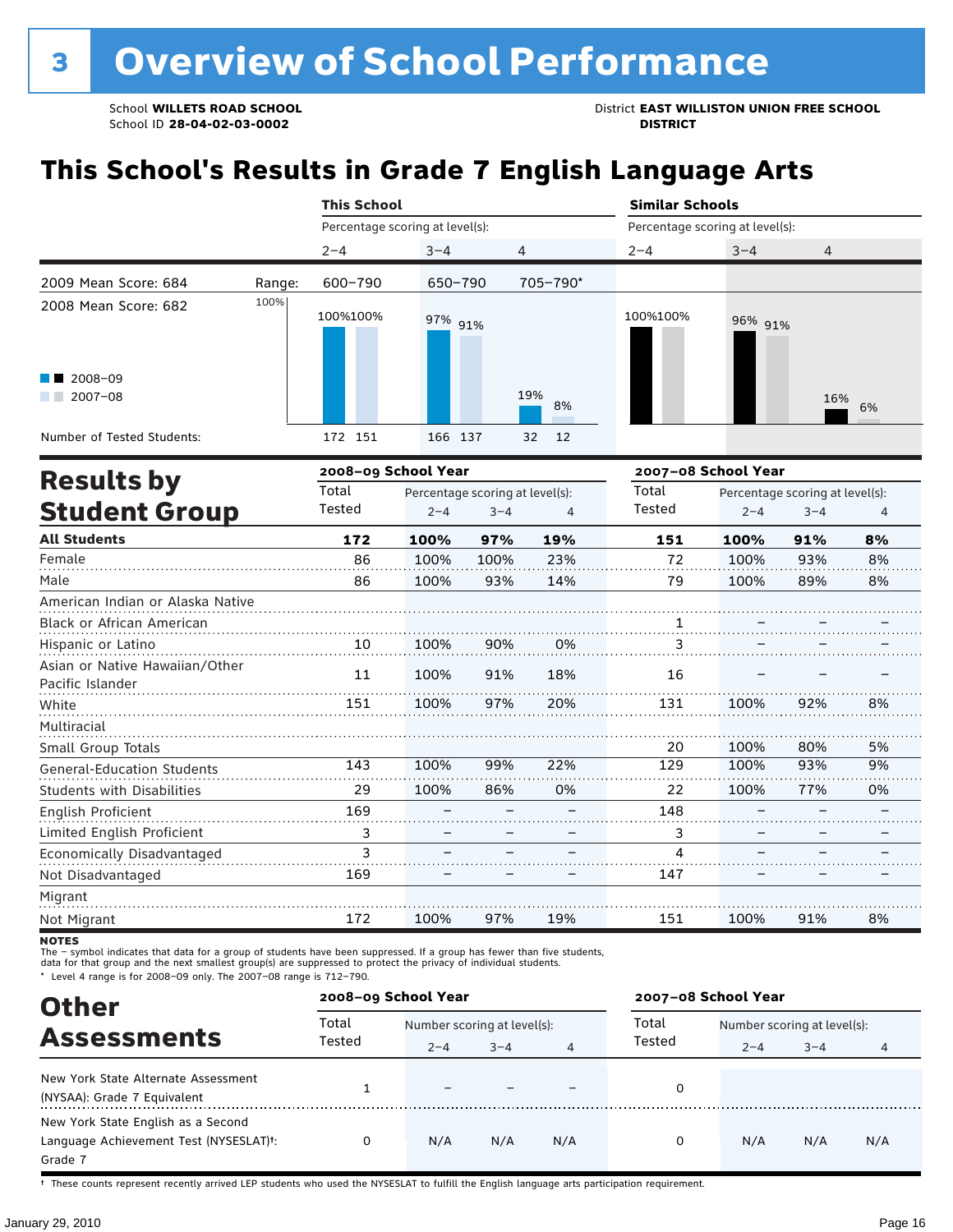# 3 Overview of School Performance

School **WILLETS ROAD SCHOOL**
School ID **28-04-02-03-0002**

District **EAST WILLISTON UNION FREE SCHOOL DISTRICT**

## This School's Results in Grade 7 English Language Arts

| | This School | | | Similar Schools | | |
|---|---|---|---|---|---|---|
| | Percentage scoring at level(s): | | | Percentage scoring at level(s): | | |
| | 2–4 | 3–4 | 4 | 2–4 | 3–4 | 4 |
| 2009 Mean Score: 684 — Range: | 600–790 | 650–790 | 705–790* | | | |
| 2008 Mean Score: 682 | | | | | | |
| 2008–09 | 100% | 97% | 19% | 100% | 96% | 16% |
| 2007–08 | 100% | 91% | 8% | 100% | 91% | 6% |
| Number of Tested Students: 2008–09 | 172 | 166 | 32 | | | |
| Number of Tested Students: 2007–08 | 151 | 137 | 12 | | | |

## Results by Student Group

| | 2008–09 School Year | | | | 2007–08 School Year | | | |
|---|---|---|---|---|---|---|---|---|
| | Total Tested | Percentage scoring at level(s): | | | Total Tested | Percentage scoring at level(s): | | |
| | | 2–4 | 3–4 | 4 | | 2–4 | 3–4 | 4 |
| **All Students** | **172** | **100%** | **97%** | **19%** | **151** | **100%** | **91%** | **8%** |
| Female | 86 | 100% | 100% | 23% | 72 | 100% | 93% | 8% |
| Male | 86 | 100% | 93% | 14% | 79 | 100% | 89% | 8% |
| American Indian or Alaska Native | | | | | | | | |
| Black or African American | | | | | 1 | – | – | – |
| Hispanic or Latino | 10 | 100% | 90% | 0% | 3 | – | – | – |
| Asian or Native Hawaiian/Other Pacific Islander | 11 | 100% | 91% | 18% | 16 | – | – | – |
| White | 151 | 100% | 97% | 20% | 131 | 100% | 92% | 8% |
| Multiracial | | | | | | | | |
| Small Group Totals | | | | | 20 | 100% | 80% | 5% |
| General-Education Students | 143 | 100% | 99% | 22% | 129 | 100% | 93% | 9% |
| Students with Disabilities | 29 | 100% | 86% | 0% | 22 | 100% | 77% | 0% |
| English Proficient | 169 | – | – | – | 148 | – | – | – |
| Limited English Proficient | 3 | – | – | – | 3 | – | – | – |
| Economically Disadvantaged | 3 | – | – | – | 4 | – | – | – |
| Not Disadvantaged | 169 | – | – | – | 147 | – | – | – |
| Migrant | | | | | | | | |
| Not Migrant | 172 | 100% | 97% | 19% | 151 | 100% | 91% | 8% |

**NOTES**
The – symbol indicates that data for a group of students have been suppressed. If a group has fewer than five students, data for that group and the next smallest group(s) are suppressed to protect the privacy of individual students.
\* Level 4 range is for 2008–09 only. The 2007–08 range is 712–790.

## Other Assessments

| | 2008–09 School Year | | | | 2007–08 School Year | | | |
|---|---|---|---|---|---|---|---|---|
| | Total Tested | Number scoring at level(s): | | | Total Tested | Number scoring at level(s): | | |
| | | 2–4 | 3–4 | 4 | | 2–4 | 3–4 | 4 |
| New York State Alternate Assessment (NYSAA): Grade 7 Equivalent | 1 | – | – | – | 0 | | | |
| New York State English as a Second Language Achievement Test (NYSESLAT)†: Grade 7 | 0 | N/A | N/A | N/A | 0 | N/A | N/A | N/A |

† These counts represent recently arrived LEP students who used the NYSESLAT to fulfill the English language arts participation requirement.

January 29, 2010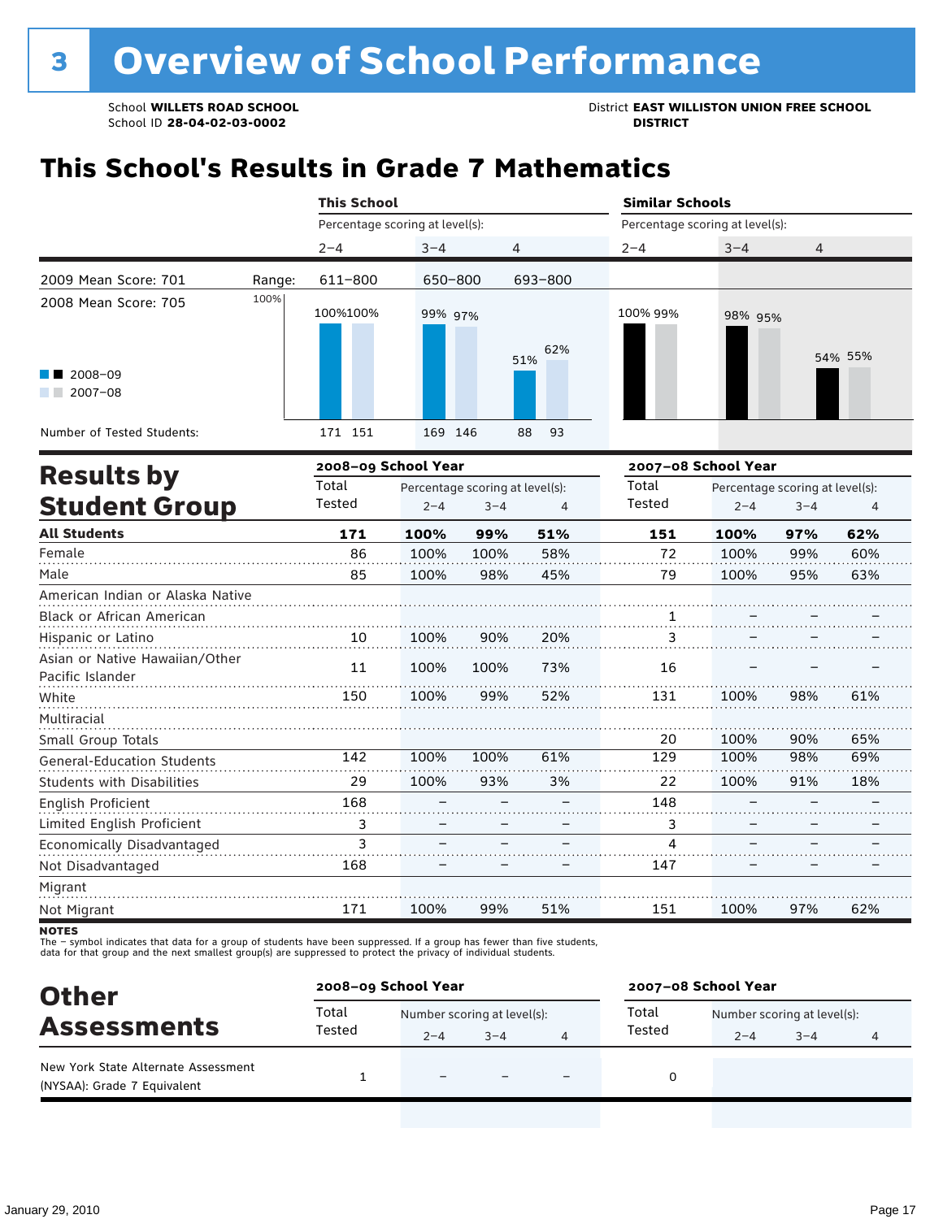# 3 Overview of School Performance

School **WILLETS ROAD SCHOOL**
School ID **28-04-02-03-0002**

District **EAST WILLISTON UNION FREE SCHOOL DISTRICT**

## This School's Results in Grade 7 Mathematics

This School

Percentage scoring at level(s):

2–4 3–4 4

Similar Schools

Percentage scoring at level(s):

2–4 3–4 4

2009 Mean Score: 701 Range: 611–800 650–800 693–800

2008 Mean Score: 705

100%

100% 100% 99% 97% 51% 62%

100% 99% 98% 95% 54% 55%

2008–09
2007–08

Number of Tested Students: 171 151 169 146 88 93

## Results by Student Group

| | 2008–09 School Year | | | | 2007–08 School Year | | | |
|---|---|---|---|---|---|---|---|---|
| | Total Tested | Percentage scoring at level(s): 2–4 | 3–4 | 4 | Total Tested | Percentage scoring at level(s): 2–4 | 3–4 | 4 |
| **All Students** | **171** | **100%** | **99%** | **51%** | **151** | **100%** | **97%** | **62%** |
| Female | 86 | 100% | 100% | 58% | 72 | 100% | 99% | 60% |
| Male | 85 | 100% | 98% | 45% | 79 | 100% | 95% | 63% |
| American Indian or Alaska Native | | | | | | | | |
| Black or African American | | | | | 1 | – | – | – |
| Hispanic or Latino | 10 | 100% | 90% | 20% | 3 | – | – | – |
| Asian or Native Hawaiian/Other Pacific Islander | 11 | 100% | 100% | 73% | 16 | – | – | – |
| White | 150 | 100% | 99% | 52% | 131 | 100% | 98% | 61% |
| Multiracial | | | | | | | | |
| Small Group Totals | | | | | 20 | 100% | 90% | 65% |
| General-Education Students | 142 | 100% | 100% | 61% | 129 | 100% | 98% | 69% |
| Students with Disabilities | 29 | 100% | 93% | 3% | 22 | 100% | 91% | 18% |
| English Proficient | 168 | – | – | – | 148 | – | – | – |
| Limited English Proficient | 3 | – | – | – | 3 | – | – | – |
| Economically Disadvantaged | 3 | – | – | – | 4 | – | – | – |
| Not Disadvantaged | 168 | – | – | – | 147 | – | – | – |
| Migrant | | | | | | | | |
| Not Migrant | 171 | 100% | 99% | 51% | 151 | 100% | 97% | 62% |

**NOTES**
The – symbol indicates that data for a group of students have been suppressed. If a group has fewer than five students, data for that group and the next smallest group(s) are suppressed to protect the privacy of individual students.

## Other Assessments

| | 2008–09 School Year | | | | 2007–08 School Year | | | |
|---|---|---|---|---|---|---|---|---|
| | Total Tested | Number scoring at level(s): 2–4 | 3–4 | 4 | Total Tested | Number scoring at level(s): 2–4 | 3–4 | 4 |
| New York State Alternate Assessment (NYSAA): Grade 7 Equivalent | 1 | – | – | – | 0 | | | |

January 29, 2010